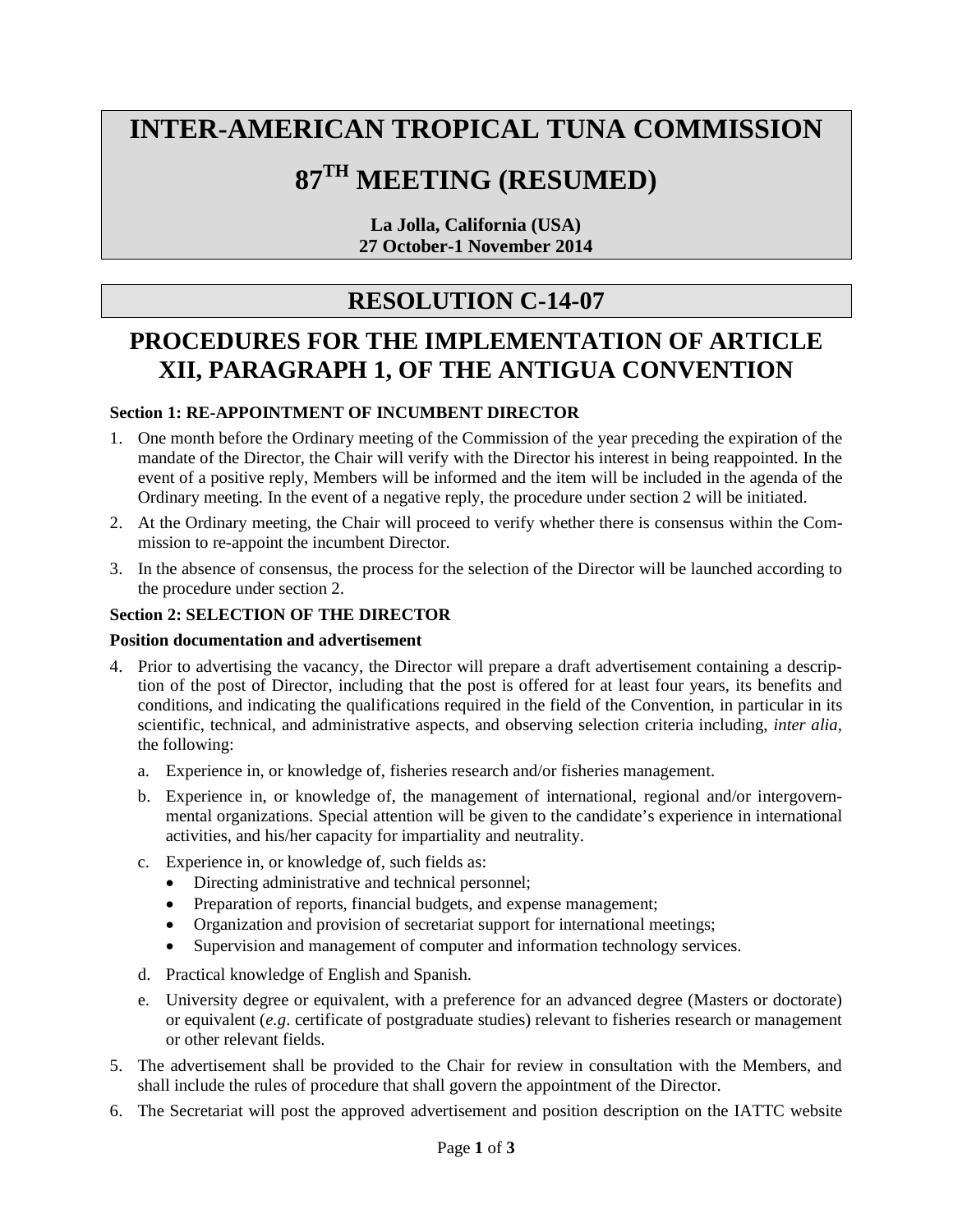# INTER-AMERICAN TROPICAL TUNA COMMISSION

# 87TH MEETING (RESUMED)

**La Jolla, California (USA)**
**27 October-1 November 2014**

# RESOLUTION C-14-07

## PROCEDURES FOR THE IMPLEMENTATION OF ARTICLE XII, PARAGRAPH 1, OF THE ANTIGUA CONVENTION

### Section 1: RE-APPOINTMENT OF INCUMBENT DIRECTOR

1. One month before the Ordinary meeting of the Commission of the year preceding the expiration of the mandate of the Director, the Chair will verify with the Director his interest in being reappointed. In the event of a positive reply, Members will be informed and the item will be included in the agenda of the Ordinary meeting. In the event of a negative reply, the procedure under section 2 will be initiated.
2. At the Ordinary meeting, the Chair will proceed to verify whether there is consensus within the Commission to re-appoint the incumbent Director.
3. In the absence of consensus, the process for the selection of the Director will be launched according to the procedure under section 2.

### Section 2: SELECTION OF THE DIRECTOR

**Position documentation and advertisement**

4. Prior to advertising the vacancy, the Director will prepare a draft advertisement containing a description of the post of Director, including that the post is offered for at least four years, its benefits and conditions, and indicating the qualifications required in the field of the Convention, in particular in its scientific, technical, and administrative aspects, and observing selection criteria including, *inter alia,* the following:
   a. Experience in, or knowledge of, fisheries research and/or fisheries management.
   b. Experience in, or knowledge of, the management of international, regional and/or intergovernmental organizations. Special attention will be given to the candidate's experience in international activities, and his/her capacity for impartiality and neutrality.
   c. Experience in, or knowledge of, such fields as:
      - Directing administrative and technical personnel;
      - Preparation of reports, financial budgets, and expense management;
      - Organization and provision of secretariat support for international meetings;
      - Supervision and management of computer and information technology services.
   d. Practical knowledge of English and Spanish.
   e. University degree or equivalent, with a preference for an advanced degree (Masters or doctorate) or equivalent (*e.g*. certificate of postgraduate studies) relevant to fisheries research or management or other relevant fields.
5. The advertisement shall be provided to the Chair for review in consultation with the Members, and shall include the rules of procedure that shall govern the appointment of the Director.
6. The Secretariat will post the approved advertisement and position description on the IATTC website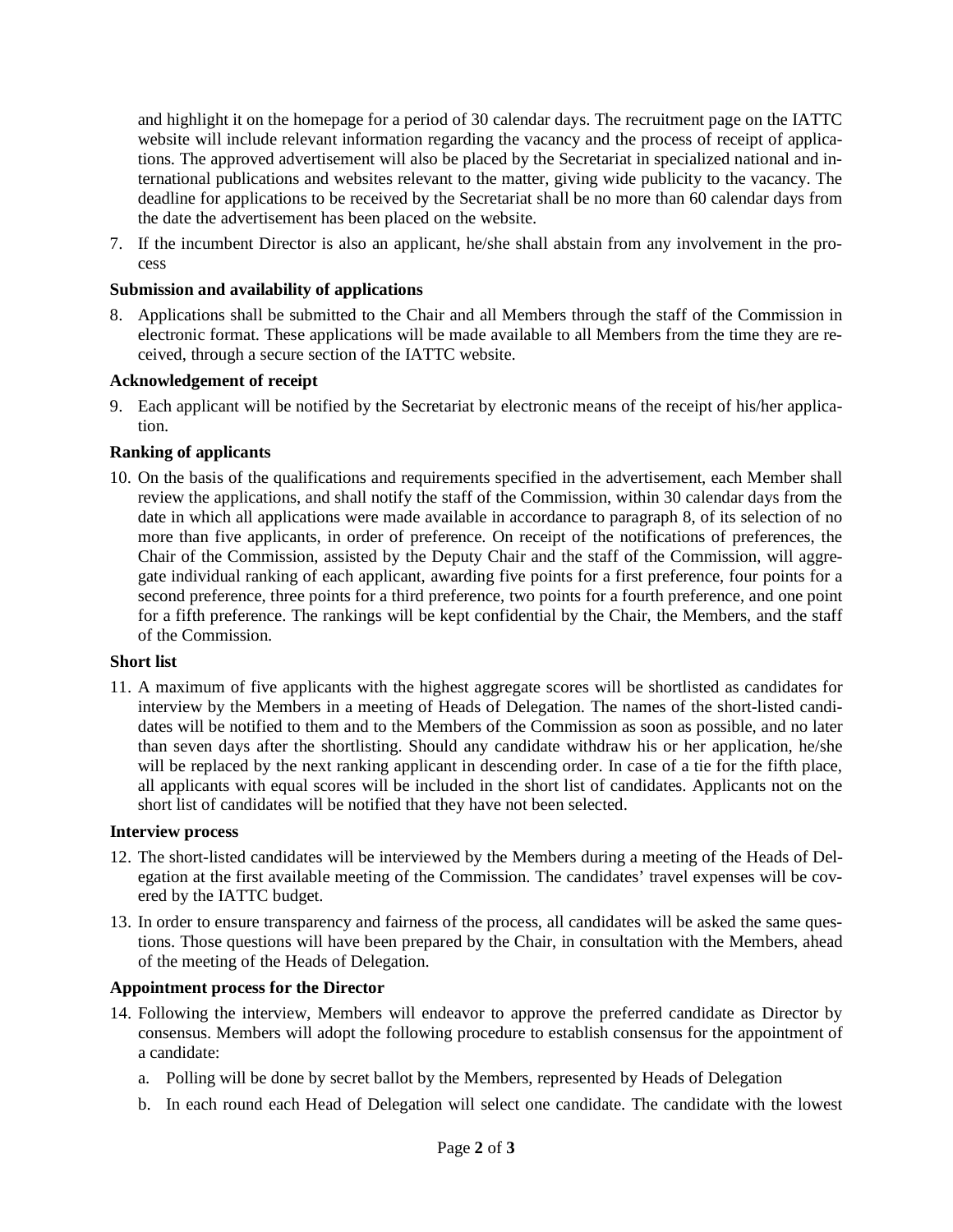and highlight it on the homepage for a period of 30 calendar days. The recruitment page on the IATTC website will include relevant information regarding the vacancy and the process of receipt of applications. The approved advertisement will also be placed by the Secretariat in specialized national and international publications and websites relevant to the matter, giving wide publicity to the vacancy. The deadline for applications to be received by the Secretariat shall be no more than 60 calendar days from the date the advertisement has been placed on the website.

7. If the incumbent Director is also an applicant, he/she shall abstain from any involvement in the process

**Submission and availability of applications**

8. Applications shall be submitted to the Chair and all Members through the staff of the Commission in electronic format. These applications will be made available to all Members from the time they are received, through a secure section of the IATTC website.

**Acknowledgement of receipt**

9. Each applicant will be notified by the Secretariat by electronic means of the receipt of his/her application.

**Ranking of applicants**

10. On the basis of the qualifications and requirements specified in the advertisement, each Member shall review the applications, and shall notify the staff of the Commission, within 30 calendar days from the date in which all applications were made available in accordance to paragraph 8, of its selection of no more than five applicants, in order of preference. On receipt of the notifications of preferences, the Chair of the Commission, assisted by the Deputy Chair and the staff of the Commission, will aggregate individual ranking of each applicant, awarding five points for a first preference, four points for a second preference, three points for a third preference, two points for a fourth preference, and one point for a fifth preference. The rankings will be kept confidential by the Chair, the Members, and the staff of the Commission.

**Short list**

11. A maximum of five applicants with the highest aggregate scores will be shortlisted as candidates for interview by the Members in a meeting of Heads of Delegation. The names of the short-listed candidates will be notified to them and to the Members of the Commission as soon as possible, and no later than seven days after the shortlisting. Should any candidate withdraw his or her application, he/she will be replaced by the next ranking applicant in descending order. In case of a tie for the fifth place, all applicants with equal scores will be included in the short list of candidates. Applicants not on the short list of candidates will be notified that they have not been selected.

**Interview process**

12. The short-listed candidates will be interviewed by the Members during a meeting of the Heads of Delegation at the first available meeting of the Commission. The candidates' travel expenses will be covered by the IATTC budget.

13. In order to ensure transparency and fairness of the process, all candidates will be asked the same questions. Those questions will have been prepared by the Chair, in consultation with the Members, ahead of the meeting of the Heads of Delegation.

**Appointment process for the Director**

14. Following the interview, Members will endeavor to approve the preferred candidate as Director by consensus. Members will adopt the following procedure to establish consensus for the appointment of a candidate:

    a. Polling will be done by secret ballot by the Members, represented by Heads of Delegation

    b. In each round each Head of Delegation will select one candidate. The candidate with the lowest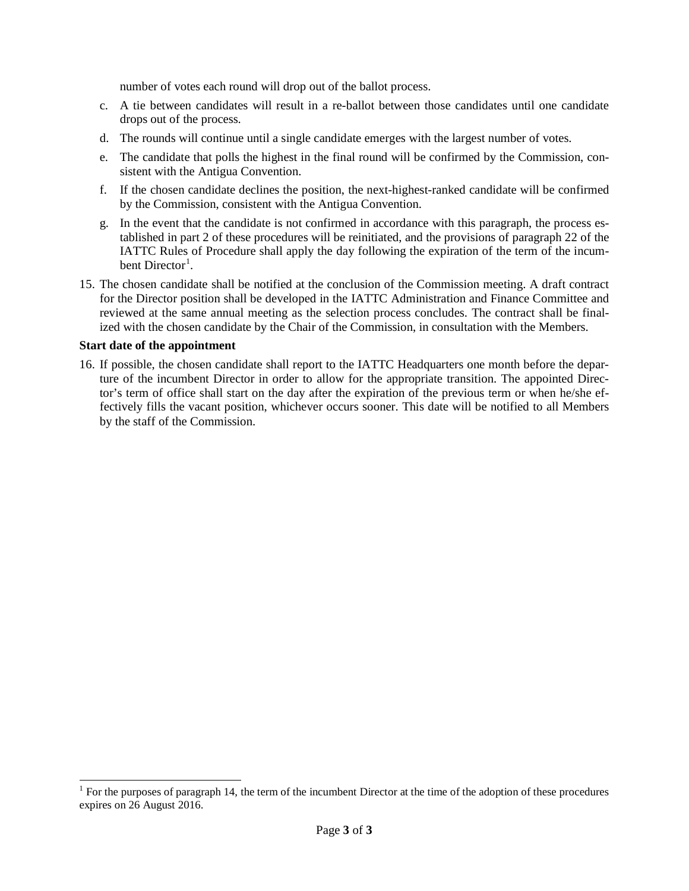number of votes each round will drop out of the ballot process.

c. A tie between candidates will result in a re-ballot between those candidates until one candidate drops out of the process.

d. The rounds will continue until a single candidate emerges with the largest number of votes.

e. The candidate that polls the highest in the final round will be confirmed by the Commission, consistent with the Antigua Convention.

f. If the chosen candidate declines the position, the next-highest-ranked candidate will be confirmed by the Commission, consistent with the Antigua Convention.

g. In the event that the candidate is not confirmed in accordance with this paragraph, the process established in part 2 of these procedures will be reinitiated, and the provisions of paragraph 22 of the IATTC Rules of Procedure shall apply the day following the expiration of the term of the incumbent Director[1].

15. The chosen candidate shall be notified at the conclusion of the Commission meeting. A draft contract for the Director position shall be developed in the IATTC Administration and Finance Committee and reviewed at the same annual meeting as the selection process concludes. The contract shall be finalized with the chosen candidate by the Chair of the Commission, in consultation with the Members.

**Start date of the appointment**

16. If possible, the chosen candidate shall report to the IATTC Headquarters one month before the departure of the incumbent Director in order to allow for the appropriate transition. The appointed Director's term of office shall start on the day after the expiration of the previous term or when he/she effectively fills the vacant position, whichever occurs sooner. This date will be notified to all Members by the staff of the Commission.

[1] For the purposes of paragraph 14, the term of the incumbent Director at the time of the adoption of these procedures expires on 26 August 2016.